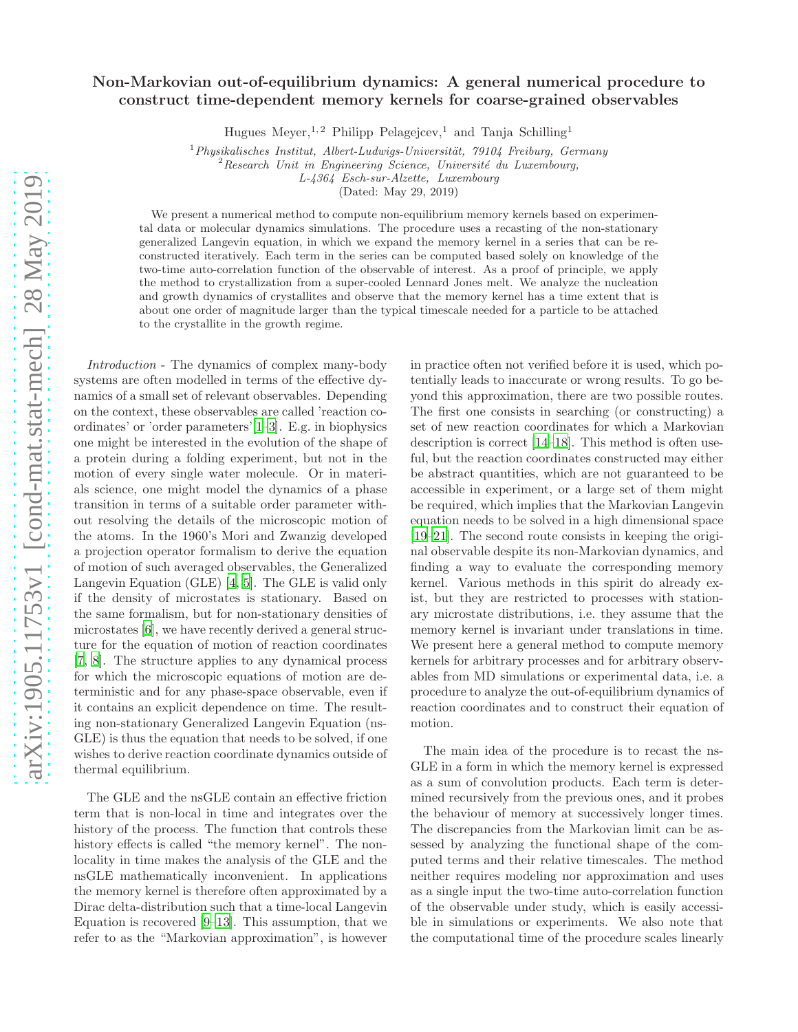# Non-Markovian out-of-equilibrium dynamics: A general numerical procedure to construct time-dependent memory kernels for coarse-grained observables

Hugues Meyer,[1,2] Philipp Pelagejcev,[1] and Tanja Schilling[1]

[1] *Physikalisches Institut, Albert-Ludwigs-Universität, 79104 Freiburg, Germany*
[2] *Research Unit in Engineering Science, Université du Luxembourg, L-4364 Esch-sur-Alzette, Luxembourg*

(Dated: May 29, 2019)

We present a numerical method to compute non-equilibrium memory kernels based on experimental data or molecular dynamics simulations. The procedure uses a recasting of the non-stationary generalized Langevin equation, in which we expand the memory kernel in a series that can be reconstructed iteratively. Each term in the series can be computed based solely on knowledge of the two-time auto-correlation function of the observable of interest. As a proof of principle, we apply the method to crystallization from a super-cooled Lennard Jones melt. We analyze the nucleation and growth dynamics of crystallites and observe that the memory kernel has a time extent that is about one order of magnitude larger than the typical timescale needed for a particle to be attached to the crystallite in the growth regime.

*Introduction* - The dynamics of complex many-body systems are often modelled in terms of the effective dynamics of a small set of relevant observables. Depending on the context, these observables are called 'reaction coordinates' or 'order parameters'[1–3]. E.g. in biophysics one might be interested in the evolution of the shape of a protein during a folding experiment, but not in the motion of every single water molecule. Or in materials science, one might model the dynamics of a phase transition in terms of a suitable order parameter without resolving the details of the microscopic motion of the atoms. In the 1960's Mori and Zwanzig developed a projection operator formalism to derive the equation of motion of such averaged observables, the Generalized Langevin Equation (GLE) [4, 5]. The GLE is valid only if the density of microstates is stationary. Based on the same formalism, but for non-stationary densities of microstates [6], we have recently derived a general structure for the equation of motion of reaction coordinates [7, 8]. The structure applies to any dynamical process for which the microscopic equations of motion are deterministic and for any phase-space observable, even if it contains an explicit dependence on time. The resulting non-stationary Generalized Langevin Equation (nsGLE) is thus the equation that needs to be solved, if one wishes to derive reaction coordinate dynamics outside of thermal equilibrium.

The GLE and the nsGLE contain an effective friction term that is non-local in time and integrates over the history of the process. The function that controls these history effects is called "the memory kernel". The nonlocality in time makes the analysis of the GLE and the nsGLE mathematically inconvenient. In applications the memory kernel is therefore often approximated by a Dirac delta-distribution such that a time-local Langevin Equation is recovered [9–13]. This assumption, that we refer to as the "Markovian approximation", is however in practice often not verified before it is used, which potentially leads to inaccurate or wrong results. To go beyond this approximation, there are two possible routes. The first one consists in searching (or constructing) a set of new reaction coordinates for which a Markovian description is correct [14–18]. This method is often useful, but the reaction coordinates constructed may either be abstract quantities, which are not guaranteed to be accessible in experiment, or a large set of them might be required, which implies that the Markovian Langevin equation needs to be solved in a high dimensional space [19–21]. The second route consists in keeping the original observable despite its non-Markovian dynamics, and finding a way to evaluate the corresponding memory kernel. Various methods in this spirit do already exist, but they are restricted to processes with stationary microstate distributions, i.e. they assume that the memory kernel is invariant under translations in time. We present here a general method to compute memory kernels for arbitrary processes and for arbitrary observables from MD simulations or experimental data, i.e. a procedure to analyze the out-of-equilibrium dynamics of reaction coordinates and to construct their equation of motion.

The main idea of the procedure is to recast the nsGLE in a form in which the memory kernel is expressed as a sum of convolution products. Each term is determined recursively from the previous ones, and it probes the behaviour of memory at successively longer times. The discrepancies from the Markovian limit can be assessed by analyzing the functional shape of the computed terms and their relative timescales. The method neither requires modeling nor approximation and uses as a single input the two-time auto-correlation function of the observable under study, which is easily accessible in simulations or experiments. We also note that the computational time of the procedure scales linearly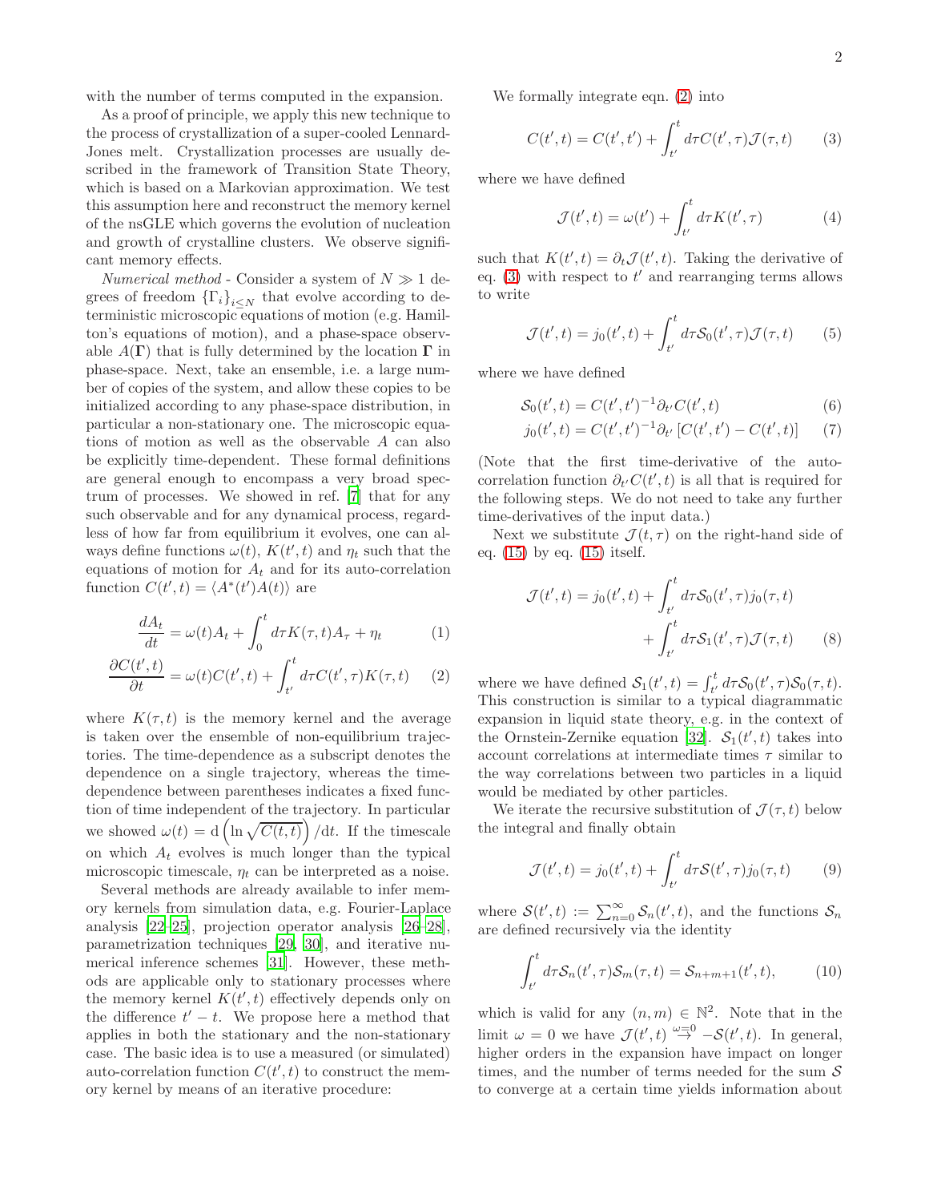with the number of terms computed in the expansion.

As a proof of principle, we apply this new technique to the process of crystallization of a super-cooled Lennard-Jones melt. Crystallization processes are usually described in the framework of Transition State Theory, which is based on a Markovian approximation. We test this assumption here and reconstruct the memory kernel of the nsGLE which governs the evolution of nucleation and growth of crystalline clusters. We observe significant memory effects.

*Numerical method* - Consider a system of $N \gg 1$ degrees of freedom $\{\Gamma_i\}_{i\leq N}$ that evolve according to deterministic microscopic equations of motion (e.g. Hamilton's equations of motion), and a phase-space observable $A(\mathbf{\Gamma})$ that is fully determined by the location $\mathbf{\Gamma}$ in phase-space. Next, take an ensemble, i.e. a large number of copies of the system, and allow these copies to be initialized according to any phase-space distribution, in particular a non-stationary one. The microscopic equations of motion as well as the observable $A$ can also be explicitly time-dependent. These formal definitions are general enough to encompass a very broad spectrum of processes. We showed in ref. [7] that for any such observable and for any dynamical process, regardless of how far from equilibrium it evolves, one can always define functions $\omega(t)$, $K(t',t)$ and $\eta_t$ such that the equations of motion for $A_t$ and for its auto-correlation function $C(t',t) = \langle A^*(t')A(t)\rangle$ are

$$\frac{dA_t}{dt} = \omega(t)A_t + \int_0^t d\tau K(\tau,t)A_\tau + \eta_t \tag{1}$$

$$\frac{\partial C(t',t)}{\partial t} = \omega(t)C(t',t) + \int_{t'}^t d\tau C(t',\tau)K(\tau,t) \tag{2}$$

where $K(\tau,t)$ is the memory kernel and the average is taken over the ensemble of non-equilibrium trajectories. The time-dependence as a subscript denotes the dependence on a single trajectory, whereas the time-dependence between parentheses indicates a fixed function of time independent of the trajectory. In particular we showed $\omega(t) = \mathrm{d}\left(\ln\sqrt{C(t,t)}\right)/\mathrm{d}t$. If the timescale on which $A_t$ evolves is much longer than the typical microscopic timescale, $\eta_t$ can be interpreted as a noise.

Several methods are already available to infer memory kernels from simulation data, e.g. Fourier-Laplace analysis [22–25], projection operator analysis [26–28], parametrization techniques [29, 30], and iterative numerical inference schemes [31]. However, these methods are applicable only to stationary processes where the memory kernel $K(t',t)$ effectively depends only on the difference $t'-t$. We propose here a method that applies in both the stationary and the non-stationary case. The basic idea is to use a measured (or simulated) auto-correlation function $C(t',t)$ to construct the memory kernel by means of an iterative procedure:

We formally integrate eqn. (2) into

$$C(t',t) = C(t',t') + \int_{t'}^t d\tau C(t',\tau)\mathcal{J}(\tau,t) \tag{3}$$

where we have defined

$$\mathcal{J}(t',t) = \omega(t') + \int_{t'}^t d\tau K(t',\tau) \tag{4}$$

such that $K(t',t) = \partial_t \mathcal{J}(t',t)$. Taking the derivative of eq. (3) with respect to $t'$ and rearranging terms allows to write

$$\mathcal{J}(t',t) = j_0(t',t) + \int_{t'}^t d\tau \mathcal{S}_0(t',\tau)\mathcal{J}(\tau,t) \tag{5}$$

where we have defined

$$\mathcal{S}_0(t',t) = C(t',t')^{-1}\partial_{t'}C(t',t) \tag{6}$$

$$j_0(t',t) = C(t',t')^{-1}\partial_{t'}\left[C(t',t') - C(t',t)\right] \tag{7}$$

(Note that the first time-derivative of the auto-correlation function $\partial_{t'}C(t',t)$ is all that is required for the following steps. We do not need to take any further time-derivatives of the input data.)

Next we substitute $\mathcal{J}(t,\tau)$ on the right-hand side of eq. (15) by eq. (15) itself.

$$\begin{aligned}\mathcal{J}(t',t) = j_0(t',t) &+ \int_{t'}^t d\tau \mathcal{S}_0(t',\tau)j_0(\tau,t) \\ &+ \int_{t'}^t d\tau \mathcal{S}_1(t',\tau)\mathcal{J}(\tau,t)\end{aligned} \tag{8}$$

where we have defined $\mathcal{S}_1(t',t) = \int_{t'}^t d\tau \mathcal{S}_0(t',\tau)\mathcal{S}_0(\tau,t)$. This construction is similar to a typical diagrammatic expansion in liquid state theory, e.g. in the context of the Ornstein-Zernike equation [32]. $\mathcal{S}_1(t',t)$ takes into account correlations at intermediate times $\tau$ similar to the way correlations between two particles in a liquid would be mediated by other particles.

We iterate the recursive substitution of $\mathcal{J}(\tau,t)$ below the integral and finally obtain

$$\mathcal{J}(t',t) = j_0(t',t) + \int_{t'}^t d\tau \mathcal{S}(t',\tau)j_0(\tau,t) \tag{9}$$

where $\mathcal{S}(t',t) := \sum_{n=0}^{\infty}\mathcal{S}_n(t',t)$, and the functions $\mathcal{S}_n$ are defined recursively via the identity

$$\int_{t'}^t d\tau \mathcal{S}_n(t',\tau)\mathcal{S}_m(\tau,t) = \mathcal{S}_{n+m+1}(t',t), \tag{10}$$

which is valid for any $(n,m)\in\mathbb{N}^2$. Note that in the limit $\omega = 0$ we have $\mathcal{J}(t',t) \overset{\omega=0}{\to} -\mathcal{S}(t',t)$. In general, higher orders in the expansion have impact on longer times, and the number of terms needed for the sum $\mathcal{S}$ to converge at a certain time yields information about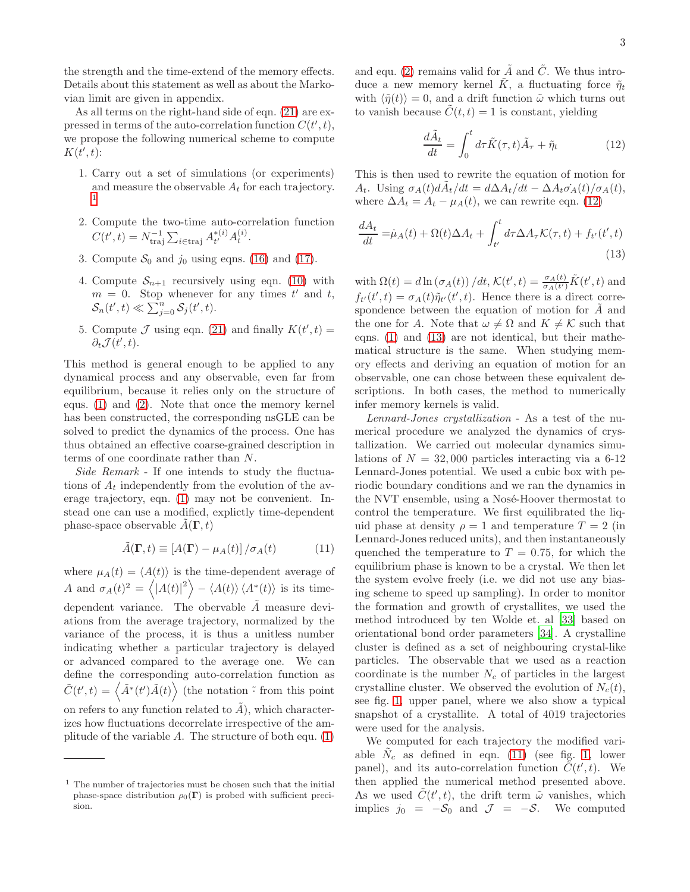the strength and the time-extend of the memory effects. Details about this statement as well as about the Markovian limit are given in appendix.

As all terms on the right-hand side of eqn. (21) are expressed in terms of the auto-correlation function $C(t',t)$, we propose the following numerical scheme to compute $K(t',t)$:

1. Carry out a set of simulations (or experiments) and measure the observable $A_t$ for each trajectory. [1]
2. Compute the two-time auto-correlation function $C(t',t) = N_{\text{traj}}^{-1} \sum_{i \in \text{traj}} A_{t'}^{*(i)} A_t^{(i)}$.
3. Compute $\mathcal{S}_0$ and $j_0$ using eqns. (16) and (17).
4. Compute $\mathcal{S}_{n+1}$ recursively using eqn. (10) with $m = 0$. Stop whenever for any times $t'$ and $t$, $\mathcal{S}_n(t',t) \ll \sum_{j=0}^{n} \mathcal{S}_j(t',t)$.
5. Compute $\mathcal{J}$ using eqn. (21) and finally $K(t',t) = \partial_t \mathcal{J}(t',t)$.

This method is general enough to be applied to any dynamical process and any observable, even far from equilibrium, because it relies only on the structure of equs. (1) and (2). Note that once the memory kernel has been constructed, the corresponding nsGLE can be solved to predict the dynamics of the process. One has thus obtained an effective coarse-grained description in terms of one coordinate rather than $N$.

*Side Remark* - If one intends to study the fluctuations of $A_t$ independently from the evolution of the average trajectory, eqn. (1) may not be convenient. Instead one can use a modified, explictly time-dependent phase-space observable $\tilde{A}(\mathbf{\Gamma}, t)$

$$\tilde{A}(\mathbf{\Gamma}, t) \equiv \left[A(\mathbf{\Gamma}) - \mu_A(t)\right] / \sigma_A(t) \tag{11}$$

where $\mu_A(t) = \langle A(t) \rangle$ is the time-dependent average of $A$ and $\sigma_A(t)^2 = \left\langle |A(t)|^2 \right\rangle - \langle A(t) \rangle \langle A^*(t) \rangle$ is its time-dependent variance. The obervable $\tilde{A}$ measure deviations from the average trajectory, normalized by the variance of the process, it is thus a unitless number indicating whether a particular trajectory is delayed or advanced compared to the average one. We can define the corresponding auto-correlation function as $\tilde{C}(t',t) = \left\langle \tilde{A}^*(t') \tilde{A}(t) \right\rangle$ (the notation $\tilde{\cdot}$ from this point on refers to any function related to $\tilde{A}$), which characterizes how fluctuations decorrelate irrespective of the amplitude of the variable $A$. The structure of both equ. (1) and equ. (2) remains valid for $\tilde{A}$ and $\tilde{C}$. We thus introduce a new memory kernel $\tilde{K}$, a fluctuating force $\tilde{\eta}_t$ with $\langle \tilde{\eta}(t) \rangle = 0$, and a drift function $\tilde{\omega}$ which turns out to vanish because $\tilde{C}(t,t) = 1$ is constant, yielding

$$\frac{d\tilde{A}_t}{dt} = \int_0^t d\tau \tilde{K}(\tau, t) \tilde{A}_\tau + \tilde{\eta}_t \tag{12}$$

This is then used to rewrite the equation of motion for $A_t$. Using $\sigma_A(t) d\tilde{A}_t/dt = d\Delta A_t/dt - \Delta A_t \dot{\sigma_A}(t)/\sigma_A(t)$, where $\Delta A_t = A_t - \mu_A(t)$, we can rewrite eqn. (12)

$$\frac{dA_t}{dt} = \dot{\mu}_A(t) + \Omega(t) \Delta A_t + \int_{t'}^{t} d\tau \Delta A_\tau \mathcal{K}(\tau, t) + f_{t'}(t',t) \tag{13}$$

with $\Omega(t) = d \ln(\sigma_A(t))/dt$, $\mathcal{K}(t',t) = \frac{\sigma_A(t)}{\sigma_A(t')} \tilde{K}(t',t)$ and $f_{t'}(t',t) = \sigma_A(t) \tilde{\eta}_{t'}(t',t)$. Hence there is a direct correspondence between the equation of motion for $\tilde{A}$ and the one for $A$. Note that $\omega \neq \Omega$ and $K \neq \mathcal{K}$ such that eqns. (1) and (13) are not identical, but their mathematical structure is the same. When studying memory effects and deriving an equation of motion for an observable, one can chose between these equivalent descriptions. In both cases, the method to numerically infer memory kernels is valid.

*Lennard-Jones crystallization* - As a test of the numerical procedure we analyzed the dynamics of crystallization. We carried out molecular dynamics simulations of $N = 32,000$ particles interacting via a 6-12 Lennard-Jones potential. We used a cubic box with periodic boundary conditions and we ran the dynamics in the NVT ensemble, using a Nosé-Hoover thermostat to control the temperature. We first equilibrated the liquid phase at density $\rho = 1$ and temperature $T = 2$ (in Lennard-Jones reduced units), and then instantaneously quenched the temperature to $T = 0.75$, for which the equilibrium phase is known to be a crystal. We then let the system evolve freely (i.e. we did not use any biasing scheme to speed up sampling). In order to monitor the formation and growth of crystallites, we used the method introduced by ten Wolde et. al [33] based on orientational bond order parameters [34]. A crystalline cluster is defined as a set of neighbouring crystal-like particles. The observable that we used as a reaction coordinate is the number $N_c$ of particles in the largest crystalline cluster. We observed the evolution of $N_c(t)$, see fig. 1, upper panel, where we also show a typical snapshot of a crystallite. A total of 4019 trajectories were used for the analysis.

We computed for each trajectory the modified variable $\tilde{N}_c$ as defined in eqn. (11) (see fig. 1, lower panel), and its auto-correlation function $\tilde{C}(t',t)$. We then applied the numerical method presented above. As we used $\tilde{C}(t',t)$, the drift term $\tilde{\omega}$ vanishes, which implies $j_0 = -\mathcal{S}_0$ and $\mathcal{J} = -\mathcal{S}$. We computed

[1] The number of trajectories must be chosen such that the initial phase-space distribution $\rho_0(\mathbf{\Gamma})$ is probed with sufficient precision.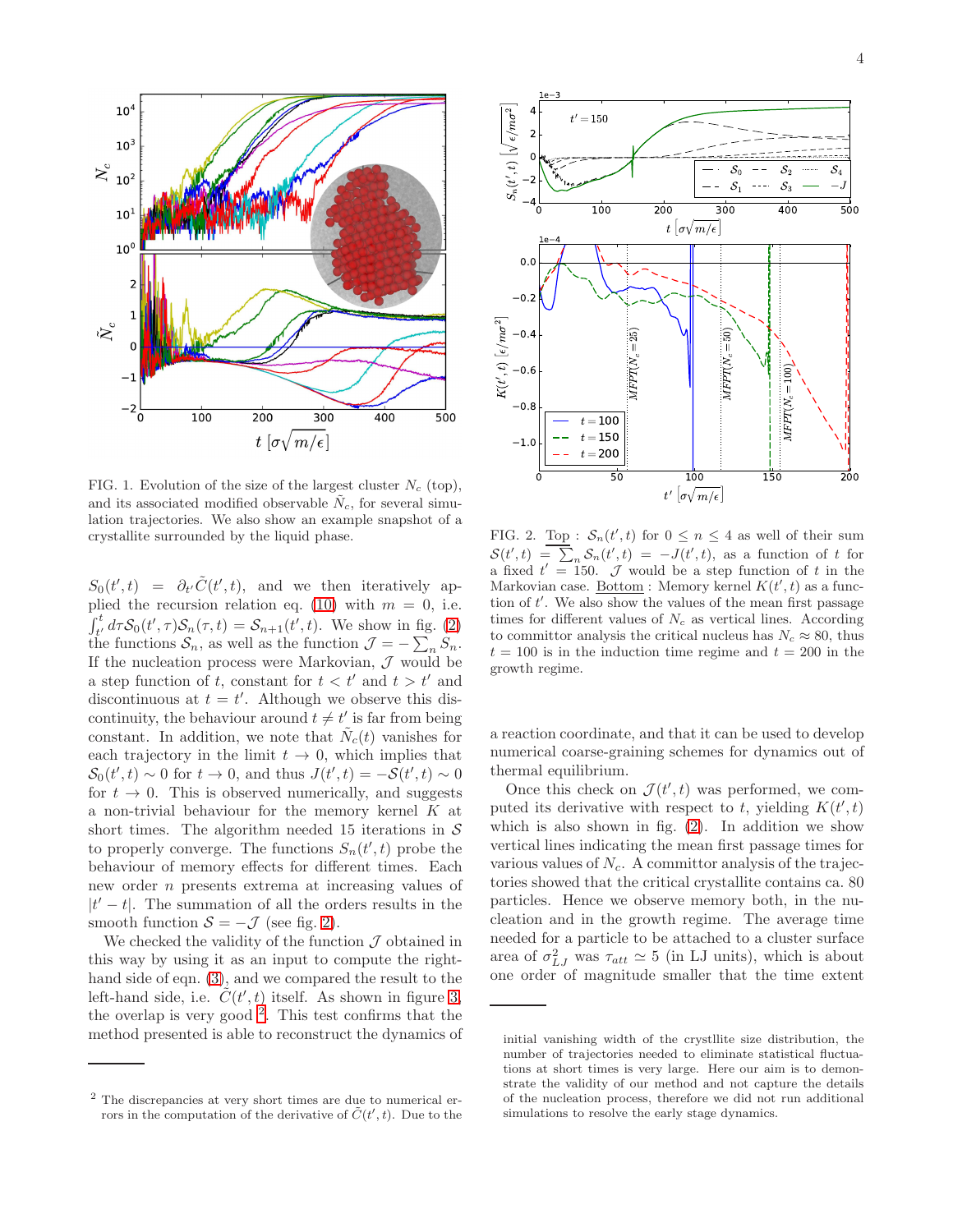FIG. 1. Evolution of the size of the largest cluster $N_c$ (top), and its associated modified observable $\tilde{N}_c$, for several simulation trajectories. We also show an example snapshot of a crystallite surrounded by the liquid phase.

$\mathcal{S}_0(t',t) = \partial_{t'}\tilde{C}(t',t)$, and we then iteratively applied the recursion relation eq. (10) with $m = 0$, i.e. $\int_{t'}^{t} d\tau \mathcal{S}_0(t',\tau)\mathcal{S}_n(\tau,t) = \mathcal{S}_{n+1}(t',t)$. We show in fig. (2) the functions $\mathcal{S}_n$, as well as the function $\mathcal{J} = -\sum_n S_n$. If the nucleation process were Markovian, $\mathcal{J}$ would be a step function of $t$, constant for $t < t'$ and $t > t'$ and discontinuous at $t = t'$. Although we observe this discontinuity, the behaviour around $t \neq t'$ is far from being constant. In addition, we note that $\tilde{N}_c(t)$ vanishes for each trajectory in the limit $t \to 0$, which implies that $\mathcal{S}_0(t',t) \sim 0$ for $t \to 0$, and thus $J(t',t) = -\mathcal{S}(t',t) \sim 0$ for $t \to 0$. This is observed numerically, and suggests a non-trivial behaviour for the memory kernel $K$ at short times. The algorithm needed 15 iterations in $\mathcal{S}$ to properly converge. The functions $S_n(t',t)$ probe the behaviour of memory effects for different times. Each new order $n$ presents extrema at increasing values of $|t'-t|$. The summation of all the orders results in the smooth function $\mathcal{S} = -\mathcal{J}$ (see fig. 2).

We checked the validity of the function $\mathcal{J}$ obtained in this way by using it as an input to compute the right-hand side of eqn. (3), and we compared the result to the left-hand side, i.e. $\tilde{C}(t',t)$ itself. As shown in figure 3, the overlap is very good [2]. This test confirms that the method presented is able to reconstruct the dynamics of a reaction coordinate, and that it can be used to develop numerical coarse-graining schemes for dynamics out of thermal equilibrium.

Once this check on $\mathcal{J}(t',t)$ was performed, we computed its derivative with respect to $t$, yielding $K(t',t)$ which is also shown in fig. (2). In addition we show vertical lines indicating the mean first passage times for various values of $N_c$. A committor analysis of the trajectories showed that the critical crystallite contains ca. 80 particles. Hence we observe memory both, in the nucleation and in the growth regime. The average time needed for a particle to be attached to a cluster surface area of $\sigma_{LJ}^2$ was $\tau_{att} \simeq 5$ (in LJ units), which is about one order of magnitude smaller that the time extent

FIG. 2. Top : $\mathcal{S}_n(t',t)$ for $0 \leq n \leq 4$ as well of their sum $\mathcal{S}(t',t) = \sum_n \mathcal{S}_n(t',t) = -J(t',t)$, as a function of $t$ for a fixed $t' = 150$. $\mathcal{J}$ would be a step function of $t$ in the Markovian case. Bottom : Memory kernel $K(t',t)$ as a function of $t'$. We also show the values of the mean first passage times for different values of $N_c$ as vertical lines. According to committor analysis the critical nucleus has $N_c \approx 80$, thus $t = 100$ is in the induction time regime and $t = 200$ in the growth regime.

[2] The discrepancies at very short times are due to numerical errors in the computation of the derivative of $\tilde{C}(t',t)$. Due to the initial vanishing width of the crystllite size distribution, the number of trajectories needed to eliminate statistical fluctuations at short times is very large. Here our aim is to demonstrate the validity of our method and not capture the details of the nucleation process, therefore we did not run additional simulations to resolve the early stage dynamics.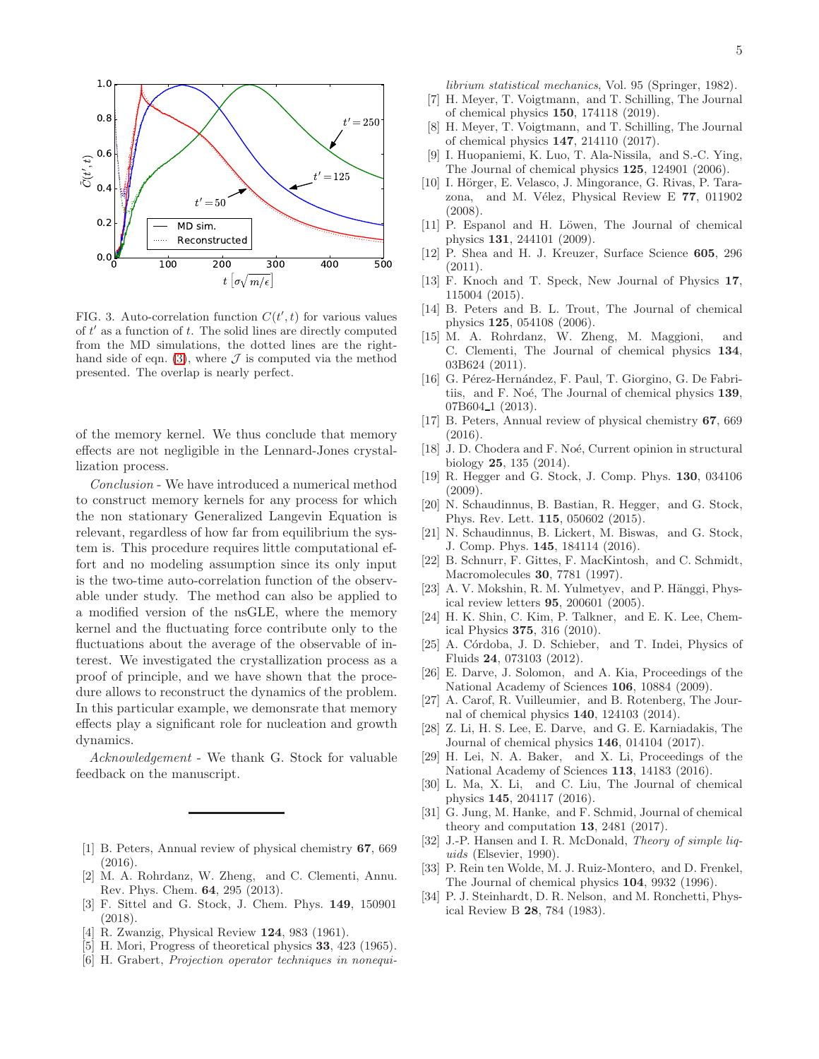FIG. 3. Auto-correlation function $C(t', t)$ for various values of $t'$ as a function of $t$. The solid lines are directly computed from the MD simulations, the dotted lines are the right-hand side of eqn. (3), where $\mathcal{J}$ is computed via the method presented. The overlap is nearly perfect.

of the memory kernel. We thus conclude that memory effects are not negligible in the Lennard-Jones crystallization process.

*Conclusion* - We have introduced a numerical method to construct memory kernels for any process for which the non stationary Generalized Langevin Equation is relevant, regardless of how far from equilibrium the system is. This procedure requires little computational effort and no modeling assumption since its only input is the two-time auto-correlation function of the observable under study. The method can also be applied to a modified version of the nsGLE, where the memory kernel and the fluctuating force contribute only to the fluctuations about the average of the observable of interest. We investigated the crystallization process as a proof of principle, and we have shown that the procedure allows to reconstruct the dynamics of the problem. In this particular example, we demonsrate that memory effects play a significant role for nucleation and growth dynamics.

*Acknowledgement* - We thank G. Stock for valuable feedback on the manuscript.

---

[1] B. Peters, Annual review of physical chemistry **67**, 669 (2016).

[2] M. A. Rohrdanz, W. Zheng, and C. Clementi, Annu. Rev. Phys. Chem. **64**, 295 (2013).

[3] F. Sittel and G. Stock, J. Chem. Phys. **149**, 150901 (2018).

[4] R. Zwanzig, Physical Review **124**, 983 (1961).

[5] H. Mori, Progress of theoretical physics **33**, 423 (1965).

[6] H. Grabert, *Projection operator techniques in nonequilibrium statistical mechanics*, Vol. 95 (Springer, 1982).

[7] H. Meyer, T. Voigtmann, and T. Schilling, The Journal of chemical physics **150**, 174118 (2019).

[8] H. Meyer, T. Voigtmann, and T. Schilling, The Journal of chemical physics **147**, 214110 (2017).

[9] I. Huopaniemi, K. Luo, T. Ala-Nissila, and S.-C. Ying, The Journal of chemical physics **125**, 124901 (2006).

[10] I. Hörger, E. Velasco, J. Mingorance, G. Rivas, P. Tarazona, and M. Vélez, Physical Review E **77**, 011902 (2008).

[11] P. Espanol and H. Löwen, The Journal of chemical physics **131**, 244101 (2009).

[12] P. Shea and H. J. Kreuzer, Surface Science **605**, 296 (2011).

[13] F. Knoch and T. Speck, New Journal of Physics **17**, 115004 (2015).

[14] B. Peters and B. L. Trout, The Journal of chemical physics **125**, 054108 (2006).

[15] M. A. Rohrdanz, W. Zheng, M. Maggioni, and C. Clementi, The Journal of chemical physics **134**, 03B624 (2011).

[16] G. Pérez-Hernández, F. Paul, T. Giorgino, G. De Fabritiis, and F. Noé, The Journal of chemical physics **139**, 07B604_1 (2013).

[17] B. Peters, Annual review of physical chemistry **67**, 669 (2016).

[18] J. D. Chodera and F. Noé, Current opinion in structural biology **25**, 135 (2014).

[19] R. Hegger and G. Stock, J. Comp. Phys. **130**, 034106 (2009).

[20] N. Schaudinnus, B. Bastian, R. Hegger, and G. Stock, Phys. Rev. Lett. **115**, 050602 (2015).

[21] N. Schaudinnus, B. Lickert, M. Biswas, and G. Stock, J. Comp. Phys. **145**, 184114 (2016).

[22] B. Schnurr, F. Gittes, F. MacKintosh, and C. Schmidt, Macromolecules **30**, 7781 (1997).

[23] A. V. Mokshin, R. M. Yulmetyev, and P. Hänggi, Physical review letters **95**, 200601 (2005).

[24] H. K. Shin, C. Kim, P. Talkner, and E. K. Lee, Chemical Physics **375**, 316 (2010).

[25] A. Córdoba, J. D. Schieber, and T. Indei, Physics of Fluids **24**, 073103 (2012).

[26] E. Darve, J. Solomon, and A. Kia, Proceedings of the National Academy of Sciences **106**, 10884 (2009).

[27] A. Carof, R. Vuilleumier, and B. Rotenberg, The Journal of chemical physics **140**, 124103 (2014).

[28] Z. Li, H. S. Lee, E. Darve, and G. E. Karniadakis, The Journal of chemical physics **146**, 014104 (2017).

[29] H. Lei, N. A. Baker, and X. Li, Proceedings of the National Academy of Sciences **113**, 14183 (2016).

[30] L. Ma, X. Li, and C. Liu, The Journal of chemical physics **145**, 204117 (2016).

[31] G. Jung, M. Hanke, and F. Schmid, Journal of chemical theory and computation **13**, 2481 (2017).

[32] J.-P. Hansen and I. R. McDonald, *Theory of simple liquids* (Elsevier, 1990).

[33] P. Rein ten Wolde, M. J. Ruiz-Montero, and D. Frenkel, The Journal of chemical physics **104**, 9932 (1996).

[34] P. J. Steinhardt, D. R. Nelson, and M. Ronchetti, Physical Review B **28**, 784 (1983).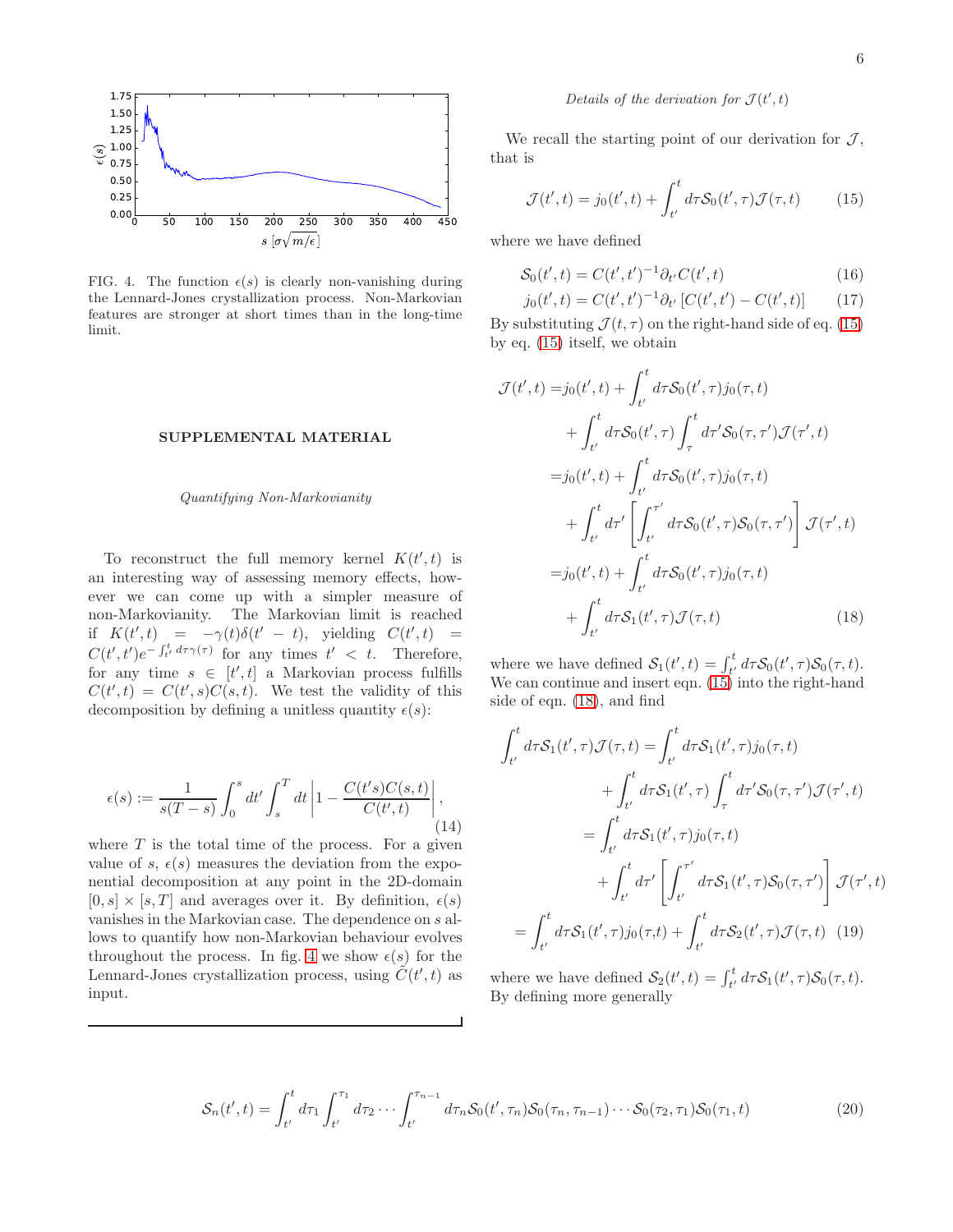FIG. 4. The function $\epsilon(s)$ is clearly non-vanishing during the Lennard-Jones crystallization process. Non-Markovian features are stronger at short times than in the long-time limit.

## SUPPLEMENTAL MATERIAL

### *Quantifying Non-Markovianity*

To reconstruct the full memory kernel $K(t',t)$ is an interesting way of assessing memory effects, however we can come up with a simpler measure of non-Markovianity. The Markovian limit is reached if $K(t',t) = -\gamma(t)\delta(t'-t)$, yielding $C(t',t) = C(t',t')e^{-\int_{t'}^{t} d\tau\gamma(\tau)}$ for any times $t' < t$. Therefore, for any time $s \in [t',t]$ a Markovian process fulfills $C(t',t) = C(t',s)C(s,t)$. We test the validity of this decomposition by defining a unitless quantity $\epsilon(s)$:

$$\epsilon(s) := \frac{1}{s(T-s)} \int_0^s dt' \int_s^T dt \left| 1 - \frac{C(t's)C(s,t)}{C(t',t)} \right|, \tag{14}$$

where $T$ is the total time of the process. For a given value of $s$, $\epsilon(s)$ measures the deviation from the exponential decomposition at any point in the 2D-domain $[0,s] \times [s,T]$ and averages over it. By definition, $\epsilon(s)$ vanishes in the Markovian case. The dependence on $s$ allows to quantify how non-Markovian behaviour evolves throughout the process. In fig. 4 we show $\epsilon(s)$ for the Lennard-Jones crystallization process, using $\tilde{C}(t',t)$ as input.

### *Details of the derivation for $\mathcal{J}(t',t)$*

We recall the starting point of our derivation for $\mathcal{J}$, that is

$$\mathcal{J}(t',t) = j_0(t',t) + \int_{t'}^{t} d\tau \mathcal{S}_0(t',\tau)\mathcal{J}(\tau,t) \tag{15}$$

where we have defined

$$\mathcal{S}_0(t',t) = C(t',t')^{-1}\partial_{t'}C(t',t) \tag{16}$$

$$j_0(t',t) = C(t',t')^{-1}\partial_{t'}\left[C(t',t') - C(t',t)\right] \tag{17}$$

By substituting $\mathcal{J}(t,\tau)$ on the right-hand side of eq. (15) by eq. (15) itself, we obtain

$$\begin{aligned}
\mathcal{J}(t',t) =& j_0(t',t) + \int_{t'}^{t} d\tau \mathcal{S}_0(t',\tau) j_0(\tau,t) \\
&+ \int_{t'}^{t} d\tau \mathcal{S}_0(t',\tau) \int_{\tau}^{t} d\tau' \mathcal{S}_0(\tau,\tau')\mathcal{J}(\tau',t) \\
=& j_0(t',t) + \int_{t'}^{t} d\tau \mathcal{S}_0(t',\tau) j_0(\tau,t) \\
&+ \int_{t'}^{t} d\tau' \left[\int_{t'}^{\tau'} d\tau \mathcal{S}_0(t',\tau)\mathcal{S}_0(\tau,\tau')\right] \mathcal{J}(\tau',t) \\
=& j_0(t',t) + \int_{t'}^{t} d\tau \mathcal{S}_0(t',\tau) j_0(\tau,t) \\
&+ \int_{t'}^{t} d\tau \mathcal{S}_1(t',\tau)\mathcal{J}(\tau,t)
\end{aligned} \tag{18}$$

where we have defined $\mathcal{S}_1(t',t) = \int_{t'}^{t} d\tau \mathcal{S}_0(t',\tau)\mathcal{S}_0(\tau,t)$. We can continue and insert eqn. (15) into the right-hand side of eqn. (18), and find

$$\begin{aligned}
\int_{t'}^{t} d\tau \mathcal{S}_1(t',\tau)\mathcal{J}(\tau,t) =& \int_{t'}^{t} d\tau \mathcal{S}_1(t',\tau) j_0(\tau,t) \\
&+ \int_{t'}^{t} d\tau \mathcal{S}_1(t',\tau) \int_{\tau}^{t} d\tau' \mathcal{S}_0(\tau,\tau')\mathcal{J}(\tau',t) \\
=& \int_{t'}^{t} d\tau \mathcal{S}_1(t',\tau) j_0(\tau,t) \\
&+ \int_{t'}^{t} d\tau' \left[\int_{t'}^{\tau'} d\tau \mathcal{S}_1(t',\tau)\mathcal{S}_0(\tau,\tau')\right] \mathcal{J}(\tau',t) \\
=& \int_{t'}^{t} d\tau \mathcal{S}_1(t',\tau) j_0(\tau,t) + \int_{t'}^{t} d\tau \mathcal{S}_2(t',\tau)\mathcal{J}(\tau,t)
\end{aligned} \tag{19}$$

where we have defined $\mathcal{S}_2(t',t) = \int_{t'}^{t} d\tau \mathcal{S}_1(t',\tau)\mathcal{S}_0(\tau,t)$. By defining more generally

$$\mathcal{S}_n(t',t) = \int_{t'}^{t} d\tau_1 \int_{t'}^{\tau_1} d\tau_2 \cdots \int_{t'}^{\tau_{n-1}} d\tau_n \mathcal{S}_0(t',\tau_n)\mathcal{S}_0(\tau_n,\tau_{n-1}) \cdots \mathcal{S}_0(\tau_2,\tau_1)\mathcal{S}_0(\tau_1,t) \tag{20}$$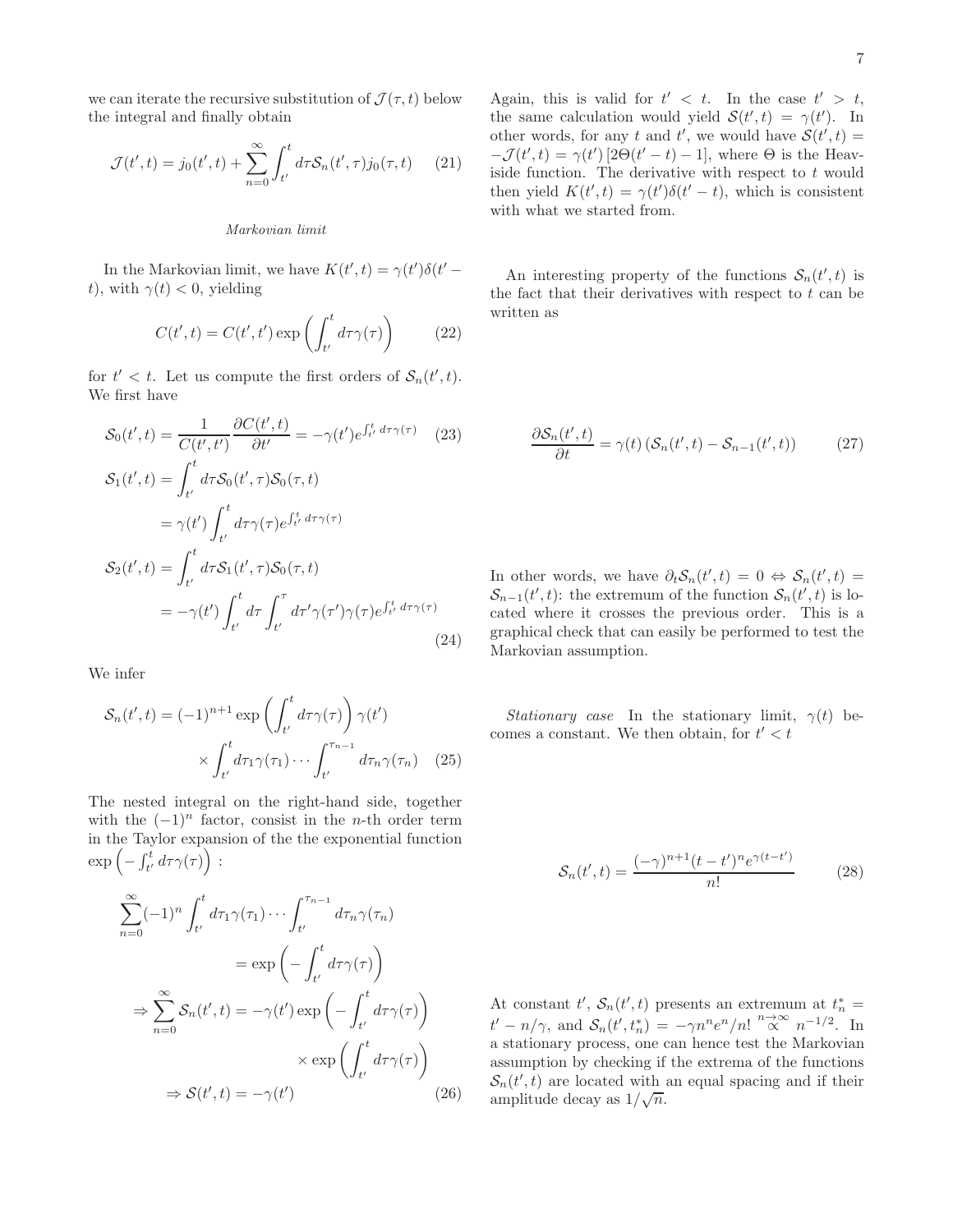we can iterate the recursive substitution of $\mathcal{J}(\tau,t)$ below the integral and finally obtain

$$\mathcal{J}(t',t) = j_0(t',t) + \sum_{n=0}^{\infty} \int_{t'}^{t} d\tau \mathcal{S}_n(t',\tau) j_0(\tau,t) \tag{21}$$

*Markovian limit*

In the Markovian limit, we have $K(t',t) = \gamma(t')\delta(t'-t)$, with $\gamma(t) < 0$, yielding

$$C(t',t) = C(t',t') \exp\left(\int_{t'}^{t} d\tau \gamma(\tau)\right) \tag{22}$$

for $t' < t$. Let us compute the first orders of $\mathcal{S}_n(t',t)$. We first have

$$\begin{aligned}
\mathcal{S}_0(t',t) &= \frac{1}{C(t',t')}\frac{\partial C(t',t)}{\partial t'} = -\gamma(t') e^{\int_{t'}^{t} d\tau \gamma(\tau)} \quad (23)\\
\mathcal{S}_1(t',t) &= \int_{t'}^{t} d\tau \mathcal{S}_0(t',\tau)\mathcal{S}_0(\tau,t)\\
&= \gamma(t') \int_{t'}^{t} d\tau \gamma(\tau) e^{\int_{t'}^{t} d\tau \gamma(\tau)}\\
\mathcal{S}_2(t',t) &= \int_{t'}^{t} d\tau \mathcal{S}_1(t',\tau)\mathcal{S}_0(\tau,t)\\
&= -\gamma(t') \int_{t'}^{t} d\tau \int_{t'}^{\tau} d\tau' \gamma(\tau')\gamma(\tau) e^{\int_{t'}^{t} d\tau \gamma(\tau)}
\end{aligned} \tag{24}$$

We infer

$$\begin{aligned}
\mathcal{S}_n(t',t) = (-1)^{n+1} &\exp\left(\int_{t'}^{t} d\tau \gamma(\tau)\right) \gamma(t')\\
&\times \int_{t'}^{t} d\tau_1 \gamma(\tau_1) \cdots \int_{t'}^{\tau_{n-1}} d\tau_n \gamma(\tau_n)
\end{aligned} \tag{25}$$

The nested integral on the right-hand side, together with the $(-1)^n$ factor, consist in the $n$-th order term in the Taylor expansion of the the exponential function $\exp\left(-\int_{t'}^{t} d\tau \gamma(\tau)\right)$ :

$$\begin{aligned}
\sum_{n=0}^{\infty} (-1)^n \int_{t'}^{t} d\tau_1 \gamma(\tau_1) \cdots &\int_{t'}^{\tau_{n-1}} d\tau_n \gamma(\tau_n)\\
&= \exp\left(-\int_{t'}^{t} d\tau \gamma(\tau)\right)\\
\Rightarrow \sum_{n=0}^{\infty} \mathcal{S}_n(t',t) = -\gamma(t') &\exp\left(-\int_{t'}^{t} d\tau \gamma(\tau)\right)\\
&\times \exp\left(\int_{t'}^{t} d\tau \gamma(\tau)\right)\\
\Rightarrow \mathcal{S}(t',t) = -\gamma(t')&
\end{aligned} \tag{26}$$

Again, this is valid for $t' < t$. In the case $t' > t$, the same calculation would yield $\mathcal{S}(t',t) = \gamma(t')$. In other words, for any $t$ and $t'$, we would have $\mathcal{S}(t',t) = -\mathcal{J}(t',t) = \gamma(t')\left[2\Theta(t'-t) - 1\right]$, where $\Theta$ is the Heaviside function. The derivative with respect to $t$ would then yield $K(t',t) = \gamma(t')\delta(t'-t)$, which is consistent with what we started from.

An interesting property of the functions $\mathcal{S}_n(t',t)$ is the fact that their derivatives with respect to $t$ can be written as

$$\frac{\partial \mathcal{S}_n(t',t)}{\partial t} = \gamma(t)\left(\mathcal{S}_n(t',t) - \mathcal{S}_{n-1}(t',t)\right) \tag{27}$$

In other words, we have $\partial_t \mathcal{S}_n(t',t) = 0 \Leftrightarrow \mathcal{S}_n(t',t) = \mathcal{S}_{n-1}(t',t)$: the extremum of the function $\mathcal{S}_n(t',t)$ is located where it crosses the previous order. This is a graphical check that can easily be performed to test the Markovian assumption.

*Stationary case* In the stationary limit, $\gamma(t)$ becomes a constant. We then obtain, for $t' < t$

$$\mathcal{S}_n(t',t) = \frac{(-\gamma)^{n+1}(t-t')^n e^{\gamma(t-t')}}{n!} \tag{28}$$

At constant $t'$, $\mathcal{S}_n(t',t)$ presents an extremum at $t_n^* = t' - n/\gamma$, and $\mathcal{S}_n(t',t_n^*) = -\gamma n^n e^n/n! \overset{n\to\infty}{\propto} n^{-1/2}$. In a stationary process, one can hence test the Markovian assumption by checking if the extrema of the functions $\mathcal{S}_n(t',t)$ are located with an equal spacing and if their amplitude decay as $1/\sqrt{n}$.